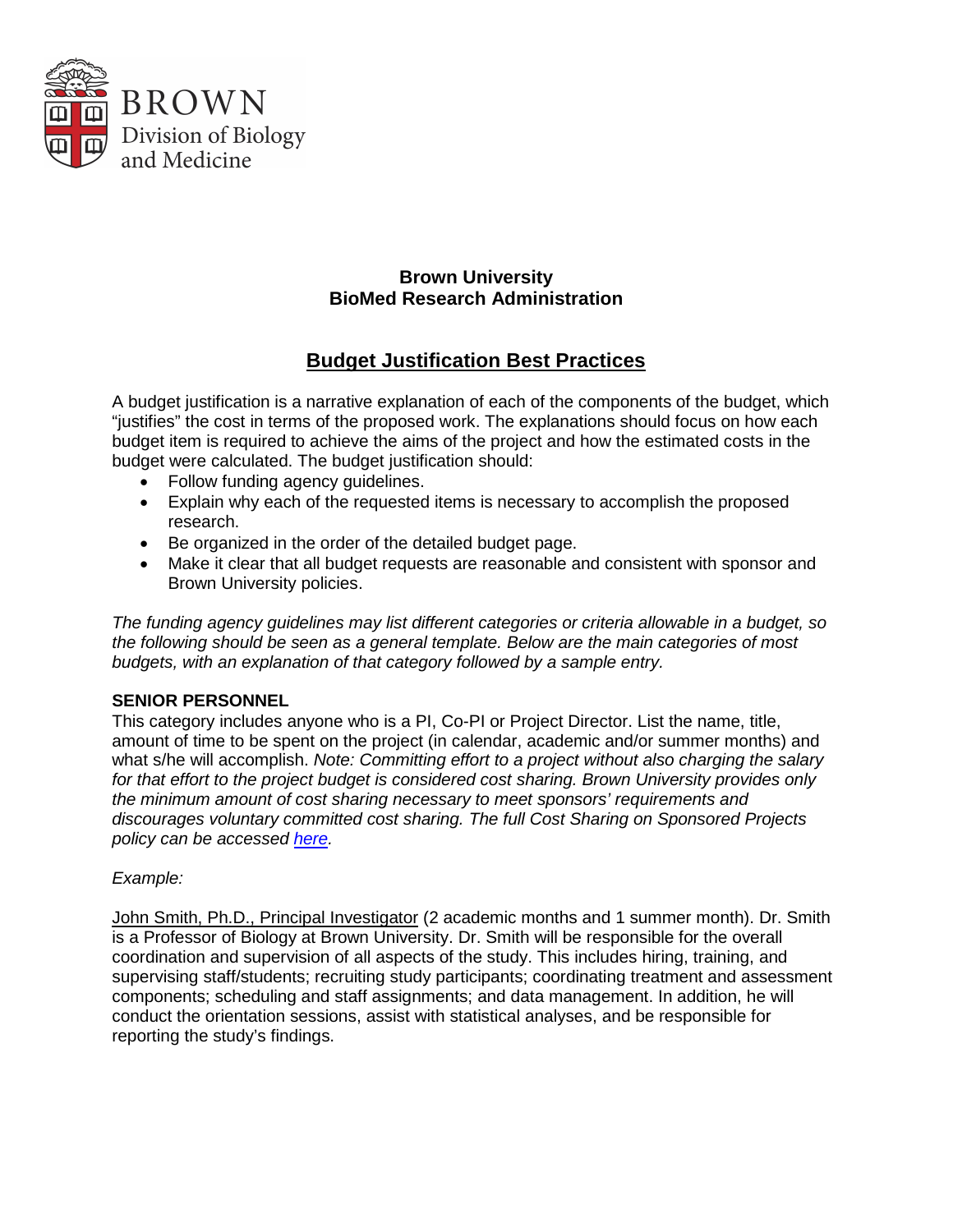Brown University
BioMed Research Administration

# Budget Justification Best Practices

A budget justification is a narrative explanation of each of the components of the budget, which "justifies" the cost in terms of the proposed work. The explanations should focus on how each budget item is required to achieve the aims of the project and how the estimated costs in the budget were calculated. The budget justification should:

- Follow funding agency guidelines.
- Explain why each of the requested items is necessary to accomplish the proposed research.
- Be organized in the order of the detailed budget page.
- Make it clear that all budget requests are reasonable and consistent with sponsor and Brown University policies.

*The funding agency guidelines may list different categories or criteria allowable in a budget, so the following should be seen as a general template. Below are the main categories of most budgets, with an explanation of that category followed by a sample entry.*

**SENIOR PERSONNEL**

This category includes anyone who is a PI, Co-PI or Project Director. List the name, title, amount of time to be spent on the project (in calendar, academic and/or summer months) and what s/he will accomplish. *Note: Committing effort to a project without also charging the salary for that effort to the project budget is considered cost sharing. Brown University provides only the minimum amount of cost sharing necessary to meet sponsors' requirements and discourages voluntary committed cost sharing. The full Cost Sharing on Sponsored Projects policy can be accessed here.*

*Example:*

John Smith, Ph.D., Principal Investigator (2 academic months and 1 summer month). Dr. Smith is a Professor of Biology at Brown University. Dr. Smith will be responsible for the overall coordination and supervision of all aspects of the study. This includes hiring, training, and supervising staff/students; recruiting study participants; coordinating treatment and assessment components; scheduling and staff assignments; and data management. In addition, he will conduct the orientation sessions, assist with statistical analyses, and be responsible for reporting the study's findings.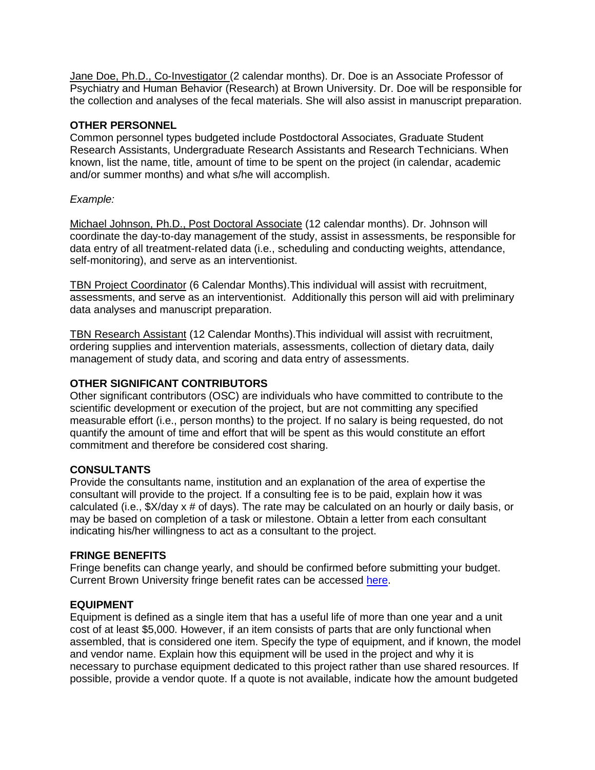Jane Doe, Ph.D., Co-Investigator (2 calendar months). Dr. Doe is an Associate Professor of Psychiatry and Human Behavior (Research) at Brown University. Dr. Doe will be responsible for the collection and analyses of the fecal materials. She will also assist in manuscript preparation.

**OTHER PERSONNEL**

Common personnel types budgeted include Postdoctoral Associates, Graduate Student Research Assistants, Undergraduate Research Assistants and Research Technicians. When known, list the name, title, amount of time to be spent on the project (in calendar, academic and/or summer months) and what s/he will accomplish.

*Example:*

Michael Johnson, Ph.D., Post Doctoral Associate (12 calendar months). Dr. Johnson will coordinate the day-to-day management of the study, assist in assessments, be responsible for data entry of all treatment-related data (i.e., scheduling and conducting weights, attendance, self-monitoring), and serve as an interventionist.

TBN Project Coordinator (6 Calendar Months).This individual will assist with recruitment, assessments, and serve as an interventionist. Additionally this person will aid with preliminary data analyses and manuscript preparation.

TBN Research Assistant (12 Calendar Months).This individual will assist with recruitment, ordering supplies and intervention materials, assessments, collection of dietary data, daily management of study data, and scoring and data entry of assessments.

**OTHER SIGNIFICANT CONTRIBUTORS**

Other significant contributors (OSC) are individuals who have committed to contribute to the scientific development or execution of the project, but are not committing any specified measurable effort (i.e., person months) to the project. If no salary is being requested, do not quantify the amount of time and effort that will be spent as this would constitute an effort commitment and therefore be considered cost sharing.

**CONSULTANTS**

Provide the consultants name, institution and an explanation of the area of expertise the consultant will provide to the project. If a consulting fee is to be paid, explain how it was calculated (i.e., $X/day x # of days). The rate may be calculated on an hourly or daily basis, or may be based on completion of a task or milestone. Obtain a letter from each consultant indicating his/her willingness to act as a consultant to the project.

**FRINGE BENEFITS**

Fringe benefits can change yearly, and should be confirmed before submitting your budget. Current Brown University fringe benefit rates can be accessed here.

**EQUIPMENT**

Equipment is defined as a single item that has a useful life of more than one year and a unit cost of at least $5,000. However, if an item consists of parts that are only functional when assembled, that is considered one item. Specify the type of equipment, and if known, the model and vendor name. Explain how this equipment will be used in the project and why it is necessary to purchase equipment dedicated to this project rather than use shared resources. If possible, provide a vendor quote. If a quote is not available, indicate how the amount budgeted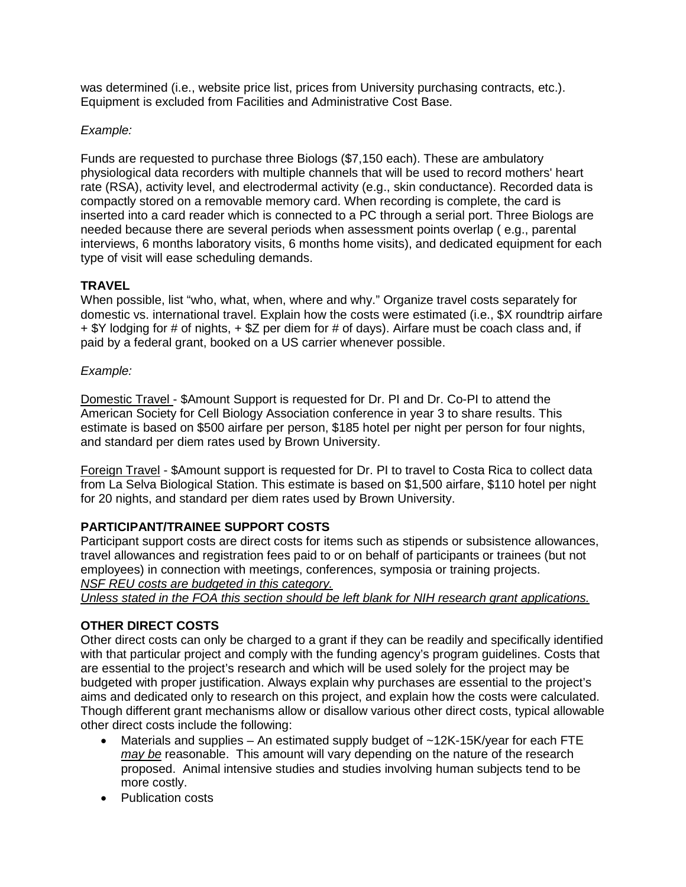was determined (i.e., website price list, prices from University purchasing contracts, etc.). Equipment is excluded from Facilities and Administrative Cost Base.

*Example:*

Funds are requested to purchase three Biologs ($7,150 each). These are ambulatory physiological data recorders with multiple channels that will be used to record mothers' heart rate (RSA), activity level, and electrodermal activity (e.g., skin conductance). Recorded data is compactly stored on a removable memory card. When recording is complete, the card is inserted into a card reader which is connected to a PC through a serial port. Three Biologs are needed because there are several periods when assessment points overlap ( e.g., parental interviews, 6 months laboratory visits, 6 months home visits), and dedicated equipment for each type of visit will ease scheduling demands.

**TRAVEL**

When possible, list "who, what, when, where and why." Organize travel costs separately for domestic vs. international travel. Explain how the costs were estimated (i.e., $X roundtrip airfare + $Y lodging for # of nights, + $Z per diem for # of days). Airfare must be coach class and, if paid by a federal grant, booked on a US carrier whenever possible.

*Example:*

<u>Domestic Travel</u> - $Amount Support is requested for Dr. PI and Dr. Co-PI to attend the American Society for Cell Biology Association conference in year 3 to share results. This estimate is based on $500 airfare per person, $185 hotel per night per person for four nights, and standard per diem rates used by Brown University.

<u>Foreign Travel</u> - $Amount support is requested for Dr. PI to travel to Costa Rica to collect data from La Selva Biological Station. This estimate is based on $1,500 airfare, $110 hotel per night for 20 nights, and standard per diem rates used by Brown University.

**PARTICIPANT/TRAINEE SUPPORT COSTS**

Participant support costs are direct costs for items such as stipends or subsistence allowances, travel allowances and registration fees paid to or on behalf of participants or trainees (but not employees) in connection with meetings, conferences, symposia or training projects.
*<u>NSF REU costs are budgeted in this category.</u>*
*<u>Unless stated in the FOA this section should be left blank for NIH research grant applications.</u>*

**OTHER DIRECT COSTS**

Other direct costs can only be charged to a grant if they can be readily and specifically identified with that particular project and comply with the funding agency's program guidelines. Costs that are essential to the project's research and which will be used solely for the project may be budgeted with proper justification. Always explain why purchases are essential to the project's aims and dedicated only to research on this project, and explain how the costs were calculated. Though different grant mechanisms allow or disallow various other direct costs, typical allowable other direct costs include the following:

- Materials and supplies – An estimated supply budget of ~12K-15K/year for each FTE *<u>may be</u>* reasonable. This amount will vary depending on the nature of the research proposed. Animal intensive studies and studies involving human subjects tend to be more costly.
- Publication costs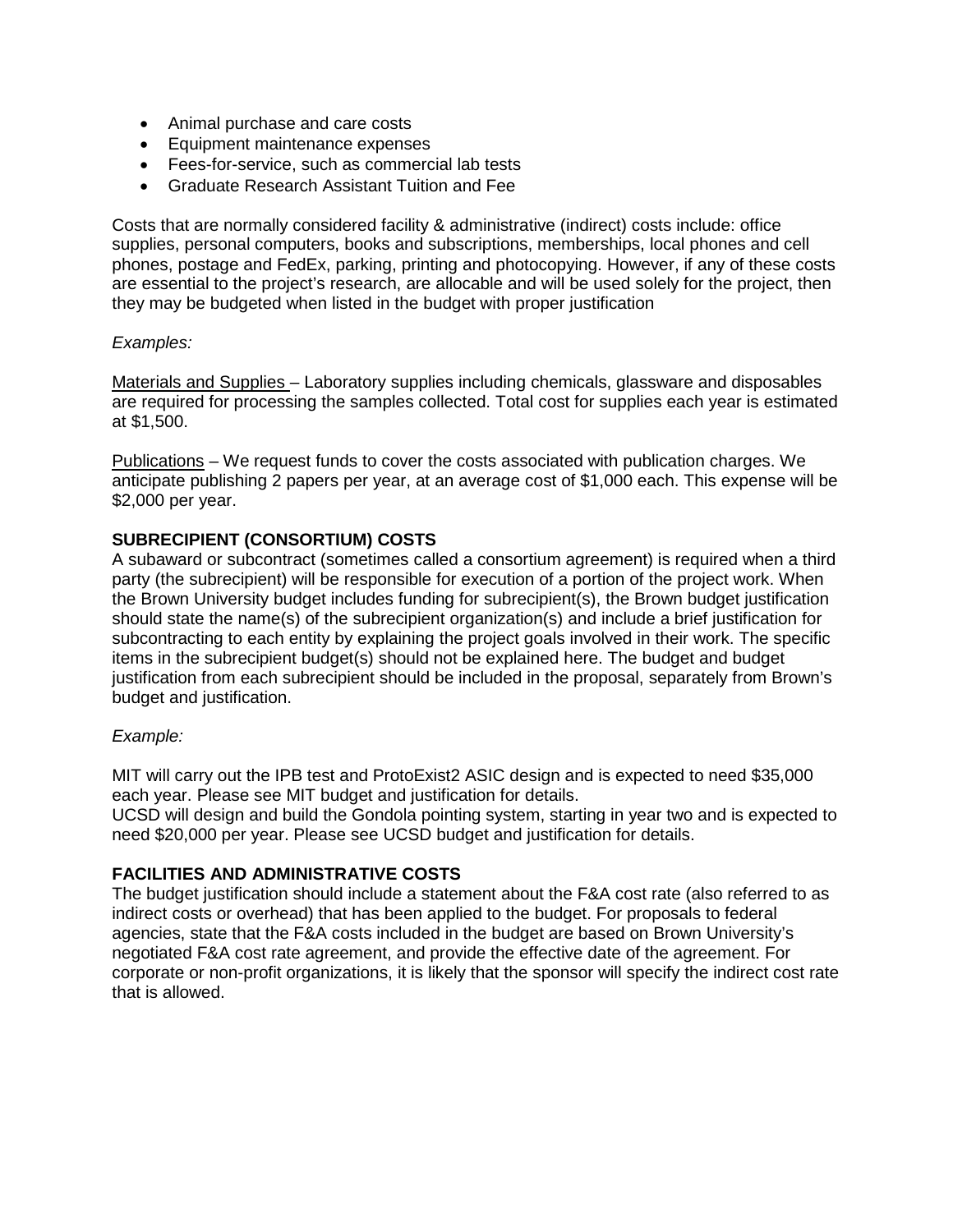- Animal purchase and care costs
- Equipment maintenance expenses
- Fees-for-service, such as commercial lab tests
- Graduate Research Assistant Tuition and Fee

Costs that are normally considered facility & administrative (indirect) costs include: office supplies, personal computers, books and subscriptions, memberships, local phones and cell phones, postage and FedEx, parking, printing and photocopying. However, if any of these costs are essential to the project's research, are allocable and will be used solely for the project, then they may be budgeted when listed in the budget with proper justification

*Examples:*

Materials and Supplies – Laboratory supplies including chemicals, glassware and disposables are required for processing the samples collected. Total cost for supplies each year is estimated at $1,500.

Publications – We request funds to cover the costs associated with publication charges. We anticipate publishing 2 papers per year, at an average cost of $1,000 each. This expense will be $2,000 per year.

**SUBRECIPIENT (CONSORTIUM) COSTS**

A subaward or subcontract (sometimes called a consortium agreement) is required when a third party (the subrecipient) will be responsible for execution of a portion of the project work. When the Brown University budget includes funding for subrecipient(s), the Brown budget justification should state the name(s) of the subrecipient organization(s) and include a brief justification for subcontracting to each entity by explaining the project goals involved in their work. The specific items in the subrecipient budget(s) should not be explained here. The budget and budget justification from each subrecipient should be included in the proposal, separately from Brown's budget and justification.

*Example:*

MIT will carry out the IPB test and ProtoExist2 ASIC design and is expected to need $35,000 each year. Please see MIT budget and justification for details.
UCSD will design and build the Gondola pointing system, starting in year two and is expected to need $20,000 per year. Please see UCSD budget and justification for details.

**FACILITIES AND ADMINISTRATIVE COSTS**

The budget justification should include a statement about the F&A cost rate (also referred to as indirect costs or overhead) that has been applied to the budget. For proposals to federal agencies, state that the F&A costs included in the budget are based on Brown University's negotiated F&A cost rate agreement, and provide the effective date of the agreement. For corporate or non-profit organizations, it is likely that the sponsor will specify the indirect cost rate that is allowed.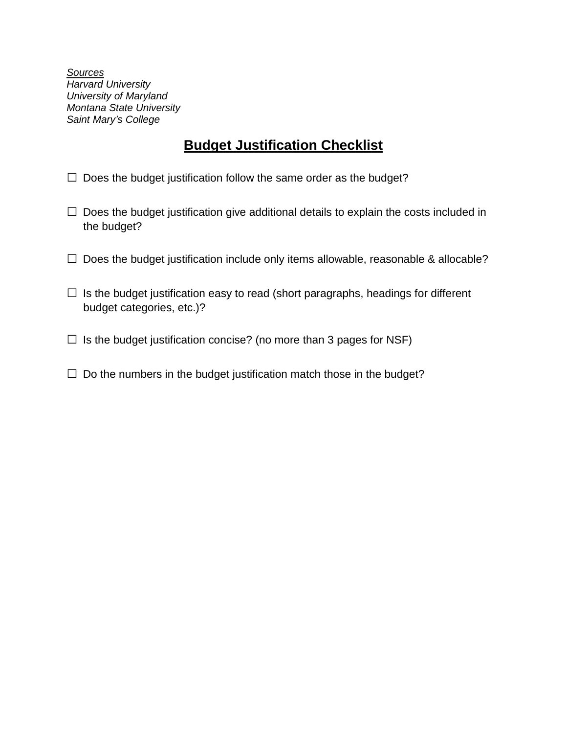*Sources*
*Harvard University*
*University of Maryland*
*Montana State University*
*Saint Mary's College*

# Budget Justification Checklist

☐ Does the budget justification follow the same order as the budget?

☐ Does the budget justification give additional details to explain the costs included in the budget?

☐ Does the budget justification include only items allowable, reasonable & allocable?

☐ Is the budget justification easy to read (short paragraphs, headings for different budget categories, etc.)?

☐ Is the budget justification concise? (no more than 3 pages for NSF)

☐ Do the numbers in the budget justification match those in the budget?